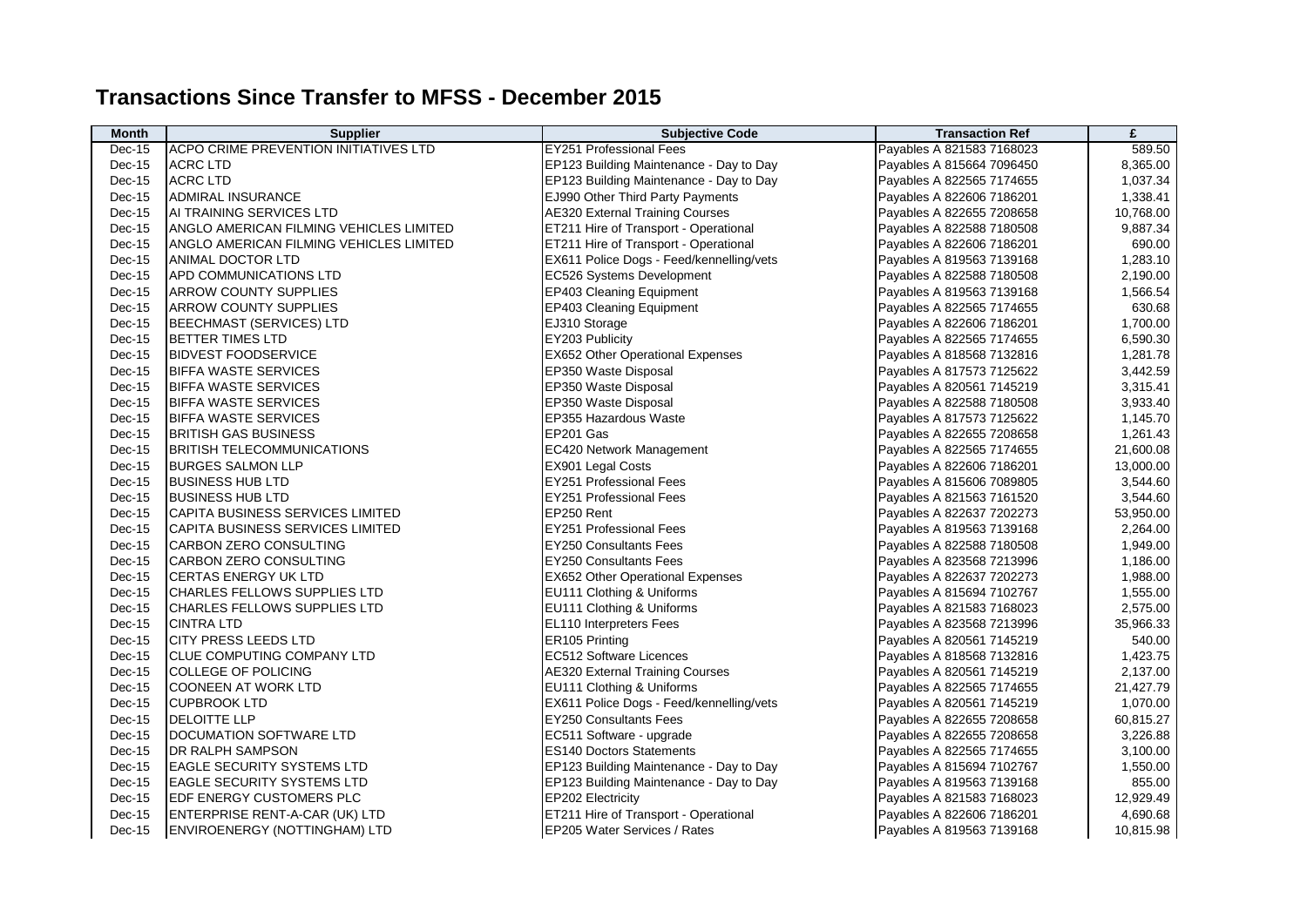# Transactions Since Transfer to MFSS - December 2015

| Month | Supplier | Subjective Code | Transaction Ref | £ |
|---|---|---|---|---|
| Dec-15 | ACPO CRIME PREVENTION INITIATIVES LTD | EY251 Professional Fees | Payables A 821583 7168023 | 589.50 |
| Dec-15 | ACRC LTD | EP123 Building Maintenance - Day to Day | Payables A 815664 7096450 | 8,365.00 |
| Dec-15 | ACRC LTD | EP123 Building Maintenance - Day to Day | Payables A 822565 7174655 | 1,037.34 |
| Dec-15 | ADMIRAL INSURANCE | EJ990 Other Third Party Payments | Payables A 822606 7186201 | 1,338.41 |
| Dec-15 | AI TRAINING SERVICES LTD | AE320 External Training Courses | Payables A 822655 7208658 | 10,768.00 |
| Dec-15 | ANGLO AMERICAN FILMING VEHICLES LIMITED | ET211 Hire of Transport - Operational | Payables A 822588 7180508 | 9,887.34 |
| Dec-15 | ANGLO AMERICAN FILMING VEHICLES LIMITED | ET211 Hire of Transport - Operational | Payables A 822606 7186201 | 690.00 |
| Dec-15 | ANIMAL DOCTOR LTD | EX611 Police Dogs - Feed/kennelling/vets | Payables A 819563 7139168 | 1,283.10 |
| Dec-15 | APD COMMUNICATIONS LTD | EC526 Systems Development | Payables A 822588 7180508 | 2,190.00 |
| Dec-15 | ARROW COUNTY SUPPLIES | EP403 Cleaning Equipment | Payables A 819563 7139168 | 1,566.54 |
| Dec-15 | ARROW COUNTY SUPPLIES | EP403 Cleaning Equipment | Payables A 822565 7174655 | 630.68 |
| Dec-15 | BEECHMAST (SERVICES) LTD | EJ310 Storage | Payables A 822606 7186201 | 1,700.00 |
| Dec-15 | BETTER TIMES LTD | EY203 Publicity | Payables A 822565 7174655 | 6,590.30 |
| Dec-15 | BIDVEST FOODSERVICE | EX652 Other Operational Expenses | Payables A 818568 7132816 | 1,281.78 |
| Dec-15 | BIFFA WASTE SERVICES | EP350 Waste Disposal | Payables A 817573 7125622 | 3,442.59 |
| Dec-15 | BIFFA WASTE SERVICES | EP350 Waste Disposal | Payables A 820561 7145219 | 3,315.41 |
| Dec-15 | BIFFA WASTE SERVICES | EP350 Waste Disposal | Payables A 822588 7180508 | 3,933.40 |
| Dec-15 | BIFFA WASTE SERVICES | EP355 Hazardous Waste | Payables A 817573 7125622 | 1,145.70 |
| Dec-15 | BRITISH GAS BUSINESS | EP201 Gas | Payables A 822655 7208658 | 1,261.43 |
| Dec-15 | BRITISH TELECOMMUNICATIONS | EC420 Network Management | Payables A 822565 7174655 | 21,600.08 |
| Dec-15 | BURGES SALMON LLP | EX901 Legal Costs | Payables A 822606 7186201 | 13,000.00 |
| Dec-15 | BUSINESS HUB LTD | EY251 Professional Fees | Payables A 815606 7089805 | 3,544.60 |
| Dec-15 | BUSINESS HUB LTD | EY251 Professional Fees | Payables A 821563 7161520 | 3,544.60 |
| Dec-15 | CAPITA BUSINESS SERVICES LIMITED | EP250 Rent | Payables A 822637 7202273 | 53,950.00 |
| Dec-15 | CAPITA BUSINESS SERVICES LIMITED | EY251 Professional Fees | Payables A 819563 7139168 | 2,264.00 |
| Dec-15 | CARBON ZERO CONSULTING | EY250 Consultants Fees | Payables A 822588 7180508 | 1,949.00 |
| Dec-15 | CARBON ZERO CONSULTING | EY250 Consultants Fees | Payables A 823568 7213996 | 1,186.00 |
| Dec-15 | CERTAS ENERGY UK LTD | EX652 Other Operational Expenses | Payables A 822637 7202273 | 1,988.00 |
| Dec-15 | CHARLES FELLOWS SUPPLIES LTD | EU111 Clothing & Uniforms | Payables A 815694 7102767 | 1,555.00 |
| Dec-15 | CHARLES FELLOWS SUPPLIES LTD | EU111 Clothing & Uniforms | Payables A 821583 7168023 | 2,575.00 |
| Dec-15 | CINTRA LTD | EL110 Interpreters Fees | Payables A 823568 7213996 | 35,966.33 |
| Dec-15 | CITY PRESS LEEDS LTD | ER105 Printing | Payables A 820561 7145219 | 540.00 |
| Dec-15 | CLUE COMPUTING COMPANY LTD | EC512 Software Licences | Payables A 818568 7132816 | 1,423.75 |
| Dec-15 | COLLEGE OF POLICING | AE320 External Training Courses | Payables A 820561 7145219 | 2,137.00 |
| Dec-15 | COONEEN AT WORK LTD | EU111 Clothing & Uniforms | Payables A 822565 7174655 | 21,427.79 |
| Dec-15 | CUPBROOK LTD | EX611 Police Dogs - Feed/kennelling/vets | Payables A 820561 7145219 | 1,070.00 |
| Dec-15 | DELOITTE LLP | EY250 Consultants Fees | Payables A 822655 7208658 | 60,815.27 |
| Dec-15 | DOCUMATION SOFTWARE LTD | EC511 Software - upgrade | Payables A 822655 7208658 | 3,226.88 |
| Dec-15 | DR RALPH SAMPSON | ES140 Doctors Statements | Payables A 822565 7174655 | 3,100.00 |
| Dec-15 | EAGLE SECURITY SYSTEMS LTD | EP123 Building Maintenance - Day to Day | Payables A 815694 7102767 | 1,550.00 |
| Dec-15 | EAGLE SECURITY SYSTEMS LTD | EP123 Building Maintenance - Day to Day | Payables A 819563 7139168 | 855.00 |
| Dec-15 | EDF ENERGY CUSTOMERS PLC | EP202 Electricity | Payables A 821583 7168023 | 12,929.49 |
| Dec-15 | ENTERPRISE RENT-A-CAR (UK) LTD | ET211 Hire of Transport - Operational | Payables A 822606 7186201 | 4,690.68 |
| Dec-15 | ENVIROENERGY (NOTTINGHAM) LTD | EP205 Water Services / Rates | Payables A 819563 7139168 | 10,815.98 |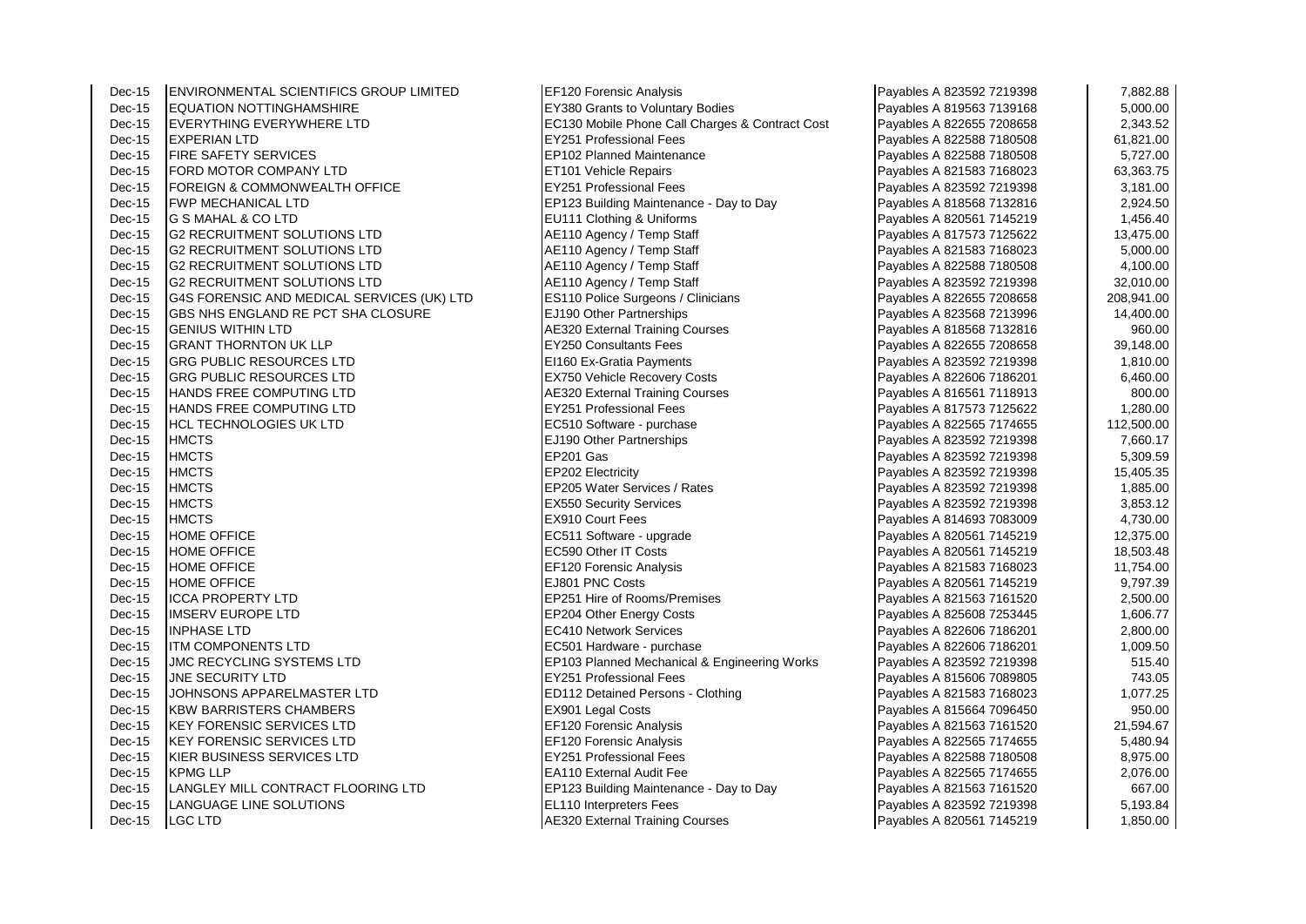| | | | | |
|---|---|---|---|---|
| Dec-15 | ENVIRONMENTAL SCIENTIFICS GROUP LIMITED | EF120 Forensic Analysis | Payables A 823592 7219398 | 7,882.88 |
| Dec-15 | EQUATION NOTTINGHAMSHIRE | EY380 Grants to Voluntary Bodies | Payables A 819563 7139168 | 5,000.00 |
| Dec-15 | EVERYTHING EVERYWHERE LTD | EC130 Mobile Phone Call Charges & Contract Cost | Payables A 822655 7208658 | 2,343.52 |
| Dec-15 | EXPERIAN LTD | EY251 Professional Fees | Payables A 822588 7180508 | 61,821.00 |
| Dec-15 | FIRE SAFETY SERVICES | EP102 Planned Maintenance | Payables A 822588 7180508 | 5,727.00 |
| Dec-15 | FORD MOTOR COMPANY LTD | ET101 Vehicle Repairs | Payables A 821583 7168023 | 63,363.75 |
| Dec-15 | FOREIGN & COMMONWEALTH OFFICE | EY251 Professional Fees | Payables A 823592 7219398 | 3,181.00 |
| Dec-15 | FWP MECHANICAL LTD | EP123 Building Maintenance - Day to Day | Payables A 818568 7132816 | 2,924.50 |
| Dec-15 | G S MAHAL & CO LTD | EU111 Clothing & Uniforms | Payables A 820561 7145219 | 1,456.40 |
| Dec-15 | G2 RECRUITMENT SOLUTIONS LTD | AE110 Agency / Temp Staff | Payables A 817573 7125622 | 13,475.00 |
| Dec-15 | G2 RECRUITMENT SOLUTIONS LTD | AE110 Agency / Temp Staff | Payables A 821583 7168023 | 5,000.00 |
| Dec-15 | G2 RECRUITMENT SOLUTIONS LTD | AE110 Agency / Temp Staff | Payables A 822588 7180508 | 4,100.00 |
| Dec-15 | G2 RECRUITMENT SOLUTIONS LTD | AE110 Agency / Temp Staff | Payables A 823592 7219398 | 32,010.00 |
| Dec-15 | G4S FORENSIC AND MEDICAL SERVICES (UK) LTD | ES110 Police Surgeons / Clinicians | Payables A 822655 7208658 | 208,941.00 |
| Dec-15 | GBS NHS ENGLAND RE PCT SHA CLOSURE | EJ190 Other Partnerships | Payables A 823568 7213996 | 14,400.00 |
| Dec-15 | GENIUS WITHIN LTD | AE320 External Training Courses | Payables A 818568 7132816 | 960.00 |
| Dec-15 | GRANT THORNTON UK LLP | EY250 Consultants Fees | Payables A 822655 7208658 | 39,148.00 |
| Dec-15 | GRG PUBLIC RESOURCES LTD | EI160 Ex-Gratia Payments | Payables A 823592 7219398 | 1,810.00 |
| Dec-15 | GRG PUBLIC RESOURCES LTD | EX750 Vehicle Recovery Costs | Payables A 822606 7186201 | 6,460.00 |
| Dec-15 | HANDS FREE COMPUTING LTD | AE320 External Training Courses | Payables A 816561 7118913 | 800.00 |
| Dec-15 | HANDS FREE COMPUTING LTD | EY251 Professional Fees | Payables A 817573 7125622 | 1,280.00 |
| Dec-15 | HCL TECHNOLOGIES UK LTD | EC510 Software - purchase | Payables A 822565 7174655 | 112,500.00 |
| Dec-15 | HMCTS | EJ190 Other Partnerships | Payables A 823592 7219398 | 7,660.17 |
| Dec-15 | HMCTS | EP201 Gas | Payables A 823592 7219398 | 5,309.59 |
| Dec-15 | HMCTS | EP202 Electricity | Payables A 823592 7219398 | 15,405.35 |
| Dec-15 | HMCTS | EP205 Water Services / Rates | Payables A 823592 7219398 | 1,885.00 |
| Dec-15 | HMCTS | EX550 Security Services | Payables A 823592 7219398 | 3,853.12 |
| Dec-15 | HMCTS | EX910 Court Fees | Payables A 814693 7083009 | 4,730.00 |
| Dec-15 | HOME OFFICE | EC511 Software - upgrade | Payables A 820561 7145219 | 12,375.00 |
| Dec-15 | HOME OFFICE | EC590 Other IT Costs | Payables A 820561 7145219 | 18,503.48 |
| Dec-15 | HOME OFFICE | EF120 Forensic Analysis | Payables A 821583 7168023 | 11,754.00 |
| Dec-15 | HOME OFFICE | EJ801 PNC Costs | Payables A 820561 7145219 | 9,797.39 |
| Dec-15 | ICCA PROPERTY LTD | EP251 Hire of Rooms/Premises | Payables A 821563 7161520 | 2,500.00 |
| Dec-15 | IMSERV EUROPE LTD | EP204 Other Energy Costs | Payables A 825608 7253445 | 1,606.77 |
| Dec-15 | INPHASE LTD | EC410 Network Services | Payables A 822606 7186201 | 2,800.00 |
| Dec-15 | ITM COMPONENTS LTD | EC501 Hardware - purchase | Payables A 822606 7186201 | 1,009.50 |
| Dec-15 | JMC RECYCLING SYSTEMS LTD | EP103 Planned Mechanical & Engineering Works | Payables A 823592 7219398 | 515.40 |
| Dec-15 | JNE SECURITY LTD | EY251 Professional Fees | Payables A 815606 7089805 | 743.05 |
| Dec-15 | JOHNSONS APPARELMASTER LTD | ED112 Detained Persons - Clothing | Payables A 821583 7168023 | 1,077.25 |
| Dec-15 | KBW BARRISTERS CHAMBERS | EX901 Legal Costs | Payables A 815664 7096450 | 950.00 |
| Dec-15 | KEY FORENSIC SERVICES LTD | EF120 Forensic Analysis | Payables A 821563 7161520 | 21,594.67 |
| Dec-15 | KEY FORENSIC SERVICES LTD | EF120 Forensic Analysis | Payables A 822565 7174655 | 5,480.94 |
| Dec-15 | KIER BUSINESS SERVICES LTD | EY251 Professional Fees | Payables A 822588 7180508 | 8,975.00 |
| Dec-15 | KPMG LLP | EA110 External Audit Fee | Payables A 822565 7174655 | 2,076.00 |
| Dec-15 | LANGLEY MILL CONTRACT FLOORING LTD | EP123 Building Maintenance - Day to Day | Payables A 821563 7161520 | 667.00 |
| Dec-15 | LANGUAGE LINE SOLUTIONS | EL110 Interpreters Fees | Payables A 823592 7219398 | 5,193.84 |
| Dec-15 | LGC LTD | AE320 External Training Courses | Payables A 820561 7145219 | 1,850.00 |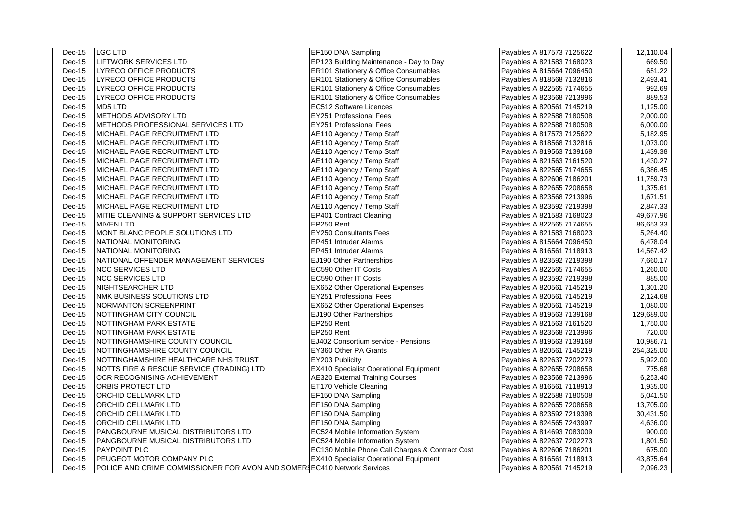| | | | | |
|---|---|---|---|---|
| Dec-15 | LGC LTD | EF150 DNA Sampling | Payables A 817573 7125622 | 12,110.04 |
| Dec-15 | LIFTWORK SERVICES LTD | EP123 Building Maintenance - Day to Day | Payables A 821583 7168023 | 669.50 |
| Dec-15 | LYRECO OFFICE PRODUCTS | ER101 Stationery & Office Consumables | Payables A 815664 7096450 | 651.22 |
| Dec-15 | LYRECO OFFICE PRODUCTS | ER101 Stationery & Office Consumables | Payables A 818568 7132816 | 2,493.41 |
| Dec-15 | LYRECO OFFICE PRODUCTS | ER101 Stationery & Office Consumables | Payables A 822565 7174655 | 992.69 |
| Dec-15 | LYRECO OFFICE PRODUCTS | ER101 Stationery & Office Consumables | Payables A 823568 7213996 | 889.53 |
| Dec-15 | MD5 LTD | EC512 Software Licences | Payables A 820561 7145219 | 1,125.00 |
| Dec-15 | METHODS ADVISORY LTD | EY251 Professional Fees | Payables A 822588 7180508 | 2,000.00 |
| Dec-15 | METHODS PROFESSIONAL SERVICES LTD | EY251 Professional Fees | Payables A 822588 7180508 | 6,000.00 |
| Dec-15 | MICHAEL PAGE RECRUITMENT LTD | AE110 Agency / Temp Staff | Payables A 817573 7125622 | 5,182.95 |
| Dec-15 | MICHAEL PAGE RECRUITMENT LTD | AE110 Agency / Temp Staff | Payables A 818568 7132816 | 1,073.00 |
| Dec-15 | MICHAEL PAGE RECRUITMENT LTD | AE110 Agency / Temp Staff | Payables A 819563 7139168 | 1,439.38 |
| Dec-15 | MICHAEL PAGE RECRUITMENT LTD | AE110 Agency / Temp Staff | Payables A 821563 7161520 | 1,430.27 |
| Dec-15 | MICHAEL PAGE RECRUITMENT LTD | AE110 Agency / Temp Staff | Payables A 822565 7174655 | 6,386.45 |
| Dec-15 | MICHAEL PAGE RECRUITMENT LTD | AE110 Agency / Temp Staff | Payables A 822606 7186201 | 11,759.73 |
| Dec-15 | MICHAEL PAGE RECRUITMENT LTD | AE110 Agency / Temp Staff | Payables A 822655 7208658 | 1,375.61 |
| Dec-15 | MICHAEL PAGE RECRUITMENT LTD | AE110 Agency / Temp Staff | Payables A 823568 7213996 | 1,671.51 |
| Dec-15 | MICHAEL PAGE RECRUITMENT LTD | AE110 Agency / Temp Staff | Payables A 823592 7219398 | 2,847.33 |
| Dec-15 | MITIE CLEANING & SUPPORT SERVICES LTD | EP401 Contract Cleaning | Payables A 821583 7168023 | 49,677.96 |
| Dec-15 | MIVEN LTD | EP250 Rent | Payables A 822565 7174655 | 86,653.33 |
| Dec-15 | MONT BLANC PEOPLE SOLUTIONS LTD | EY250 Consultants Fees | Payables A 821583 7168023 | 5,264.40 |
| Dec-15 | NATIONAL MONITORING | EP451 Intruder Alarms | Payables A 815664 7096450 | 6,478.04 |
| Dec-15 | NATIONAL MONITORING | EP451 Intruder Alarms | Payables A 816561 7118913 | 14,567.42 |
| Dec-15 | NATIONAL OFFENDER MANAGEMENT SERVICES | EJ190 Other Partnerships | Payables A 823592 7219398 | 7,660.17 |
| Dec-15 | NCC SERVICES LTD | EC590 Other IT Costs | Payables A 822565 7174655 | 1,260.00 |
| Dec-15 | NCC SERVICES LTD | EC590 Other IT Costs | Payables A 823592 7219398 | 885.00 |
| Dec-15 | NIGHTSEARCHER LTD | EX652 Other Operational Expenses | Payables A 820561 7145219 | 1,301.20 |
| Dec-15 | NMK BUSINESS SOLUTIONS LTD | EY251 Professional Fees | Payables A 820561 7145219 | 2,124.68 |
| Dec-15 | NORMANTON SCREENPRINT | EX652 Other Operational Expenses | Payables A 820561 7145219 | 1,080.00 |
| Dec-15 | NOTTINGHAM CITY COUNCIL | EJ190 Other Partnerships | Payables A 819563 7139168 | 129,689.00 |
| Dec-15 | NOTTINGHAM PARK ESTATE | EP250 Rent | Payables A 821563 7161520 | 1,750.00 |
| Dec-15 | NOTTINGHAM PARK ESTATE | EP250 Rent | Payables A 823568 7213996 | 720.00 |
| Dec-15 | NOTTINGHAMSHIRE COUNTY COUNCIL | EJ402 Consortium service - Pensions | Payables A 819563 7139168 | 10,986.71 |
| Dec-15 | NOTTINGHAMSHIRE COUNTY COUNCIL | EY360 Other PA Grants | Payables A 820561 7145219 | 254,325.00 |
| Dec-15 | NOTTINGHAMSHIRE HEALTHCARE NHS TRUST | EY203 Publicity | Payables A 822637 7202273 | 5,922.00 |
| Dec-15 | NOTTS FIRE & RESCUE SERVICE (TRADING) LTD | EX410 Specialist Operational Equipment | Payables A 822655 7208658 | 775.68 |
| Dec-15 | OCR RECOGNISING ACHIEVEMENT | AE320 External Training Courses | Payables A 823568 7213996 | 6,253.40 |
| Dec-15 | ORBIS PROTECT LTD | ET170 Vehicle Cleaning | Payables A 816561 7118913 | 1,935.00 |
| Dec-15 | ORCHID CELLMARK LTD | EF150 DNA Sampling | Payables A 822588 7180508 | 5,041.50 |
| Dec-15 | ORCHID CELLMARK LTD | EF150 DNA Sampling | Payables A 822655 7208658 | 13,705.00 |
| Dec-15 | ORCHID CELLMARK LTD | EF150 DNA Sampling | Payables A 823592 7219398 | 30,431.50 |
| Dec-15 | ORCHID CELLMARK LTD | EF150 DNA Sampling | Payables A 824565 7243997 | 4,636.00 |
| Dec-15 | PANGBOURNE MUSICAL DISTRIBUTORS LTD | EC524 Mobile Information System | Payables A 814693 7083009 | 900.00 |
| Dec-15 | PANGBOURNE MUSICAL DISTRIBUTORS LTD | EC524 Mobile Information System | Payables A 822637 7202273 | 1,801.50 |
| Dec-15 | PAYPOINT PLC | EC130 Mobile Phone Call Charges & Contract Cost | Payables A 822606 7186201 | 675.00 |
| Dec-15 | PEUGEOT MOTOR COMPANY PLC | EX410 Specialist Operational Equipment | Payables A 816561 7118913 | 43,875.64 |
| Dec-15 | POLICE AND CRIME COMMISSIONER FOR AVON AND SOMERS | EC410 Network Services | Payables A 820561 7145219 | 2,096.23 |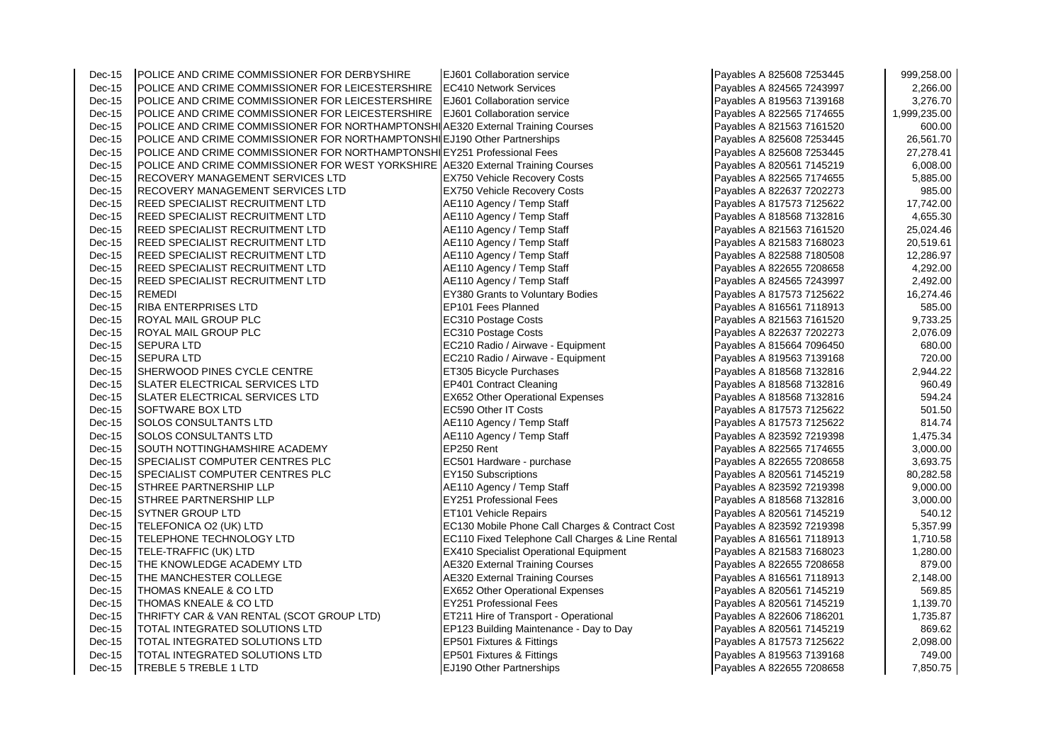| | | | | |
|---|---|---|---|---|
| Dec-15 | POLICE AND CRIME COMMISSIONER FOR DERBYSHIRE | EJ601 Collaboration service | Payables A 825608 7253445 | 999,258.00 |
| Dec-15 | POLICE AND CRIME COMMISSIONER FOR LEICESTERSHIRE | EC410 Network Services | Payables A 824565 7243997 | 2,266.00 |
| Dec-15 | POLICE AND CRIME COMMISSIONER FOR LEICESTERSHIRE | EJ601 Collaboration service | Payables A 819563 7139168 | 3,276.70 |
| Dec-15 | POLICE AND CRIME COMMISSIONER FOR LEICESTERSHIRE | EJ601 Collaboration service | Payables A 822565 7174655 | 1,999,235.00 |
| Dec-15 | POLICE AND CRIME COMMISSIONER FOR NORTHAMPTONSHI | AE320 External Training Courses | Payables A 821563 7161520 | 600.00 |
| Dec-15 | POLICE AND CRIME COMMISSIONER FOR NORTHAMPTONSHI | EJ190 Other Partnerships | Payables A 825608 7253445 | 26,561.70 |
| Dec-15 | POLICE AND CRIME COMMISSIONER FOR NORTHAMPTONSHI | EY251 Professional Fees | Payables A 825608 7253445 | 27,278.41 |
| Dec-15 | POLICE AND CRIME COMMISSIONER FOR WEST YORKSHIRE | AE320 External Training Courses | Payables A 820561 7145219 | 6,008.00 |
| Dec-15 | RECOVERY MANAGEMENT SERVICES LTD | EX750 Vehicle Recovery Costs | Payables A 822565 7174655 | 5,885.00 |
| Dec-15 | RECOVERY MANAGEMENT SERVICES LTD | EX750 Vehicle Recovery Costs | Payables A 822637 7202273 | 985.00 |
| Dec-15 | REED SPECIALIST RECRUITMENT LTD | AE110 Agency / Temp Staff | Payables A 817573 7125622 | 17,742.00 |
| Dec-15 | REED SPECIALIST RECRUITMENT LTD | AE110 Agency / Temp Staff | Payables A 818568 7132816 | 4,655.30 |
| Dec-15 | REED SPECIALIST RECRUITMENT LTD | AE110 Agency / Temp Staff | Payables A 821563 7161520 | 25,024.46 |
| Dec-15 | REED SPECIALIST RECRUITMENT LTD | AE110 Agency / Temp Staff | Payables A 821583 7168023 | 20,519.61 |
| Dec-15 | REED SPECIALIST RECRUITMENT LTD | AE110 Agency / Temp Staff | Payables A 822588 7180508 | 12,286.97 |
| Dec-15 | REED SPECIALIST RECRUITMENT LTD | AE110 Agency / Temp Staff | Payables A 822655 7208658 | 4,292.00 |
| Dec-15 | REED SPECIALIST RECRUITMENT LTD | AE110 Agency / Temp Staff | Payables A 824565 7243997 | 2,492.00 |
| Dec-15 | REMEDI | EY380 Grants to Voluntary Bodies | Payables A 817573 7125622 | 16,274.46 |
| Dec-15 | RIBA ENTERPRISES LTD | EP101 Fees Planned | Payables A 816561 7118913 | 585.00 |
| Dec-15 | ROYAL MAIL GROUP PLC | EC310 Postage Costs | Payables A 821563 7161520 | 9,733.25 |
| Dec-15 | ROYAL MAIL GROUP PLC | EC310 Postage Costs | Payables A 822637 7202273 | 2,076.09 |
| Dec-15 | SEPURA LTD | EC210 Radio / Airwave - Equipment | Payables A 815664 7096450 | 680.00 |
| Dec-15 | SEPURA LTD | EC210 Radio / Airwave - Equipment | Payables A 819563 7139168 | 720.00 |
| Dec-15 | SHERWOOD PINES CYCLE CENTRE | ET305 Bicycle Purchases | Payables A 818568 7132816 | 2,944.22 |
| Dec-15 | SLATER ELECTRICAL SERVICES LTD | EP401 Contract Cleaning | Payables A 818568 7132816 | 960.49 |
| Dec-15 | SLATER ELECTRICAL SERVICES LTD | EX652 Other Operational Expenses | Payables A 818568 7132816 | 594.24 |
| Dec-15 | SOFTWARE BOX LTD | EC590 Other IT Costs | Payables A 817573 7125622 | 501.50 |
| Dec-15 | SOLOS CONSULTANTS LTD | AE110 Agency / Temp Staff | Payables A 817573 7125622 | 814.74 |
| Dec-15 | SOLOS CONSULTANTS LTD | AE110 Agency / Temp Staff | Payables A 823592 7219398 | 1,475.34 |
| Dec-15 | SOUTH NOTTINGHAMSHIRE ACADEMY | EP250 Rent | Payables A 822565 7174655 | 3,000.00 |
| Dec-15 | SPECIALIST COMPUTER CENTRES PLC | EC501 Hardware - purchase | Payables A 822655 7208658 | 3,693.75 |
| Dec-15 | SPECIALIST COMPUTER CENTRES PLC | EY150 Subscriptions | Payables A 820561 7145219 | 80,282.58 |
| Dec-15 | STHREE PARTNERSHIP LLP | AE110 Agency / Temp Staff | Payables A 823592 7219398 | 9,000.00 |
| Dec-15 | STHREE PARTNERSHIP LLP | EY251 Professional Fees | Payables A 818568 7132816 | 3,000.00 |
| Dec-15 | SYTNER GROUP LTD | ET101 Vehicle Repairs | Payables A 820561 7145219 | 540.12 |
| Dec-15 | TELEFONICA O2 (UK) LTD | EC130 Mobile Phone Call Charges & Contract Cost | Payables A 823592 7219398 | 5,357.99 |
| Dec-15 | TELEPHONE TECHNOLOGY LTD | EC110 Fixed Telephone Call Charges & Line Rental | Payables A 816561 7118913 | 1,710.58 |
| Dec-15 | TELE-TRAFFIC (UK) LTD | EX410 Specialist Operational Equipment | Payables A 821583 7168023 | 1,280.00 |
| Dec-15 | THE KNOWLEDGE ACADEMY LTD | AE320 External Training Courses | Payables A 822655 7208658 | 879.00 |
| Dec-15 | THE MANCHESTER COLLEGE | AE320 External Training Courses | Payables A 816561 7118913 | 2,148.00 |
| Dec-15 | THOMAS KNEALE & CO LTD | EX652 Other Operational Expenses | Payables A 820561 7145219 | 569.85 |
| Dec-15 | THOMAS KNEALE & CO LTD | EY251 Professional Fees | Payables A 820561 7145219 | 1,139.70 |
| Dec-15 | THRIFTY CAR & VAN RENTAL (SCOT GROUP LTD) | ET211 Hire of Transport - Operational | Payables A 822606 7186201 | 1,735.87 |
| Dec-15 | TOTAL INTEGRATED SOLUTIONS LTD | EP123 Building Maintenance - Day to Day | Payables A 820561 7145219 | 869.62 |
| Dec-15 | TOTAL INTEGRATED SOLUTIONS LTD | EP501 Fixtures & Fittings | Payables A 817573 7125622 | 2,098.00 |
| Dec-15 | TOTAL INTEGRATED SOLUTIONS LTD | EP501 Fixtures & Fittings | Payables A 819563 7139168 | 749.00 |
| Dec-15 | TREBLE 5 TREBLE 1 LTD | EJ190 Other Partnerships | Payables A 822655 7208658 | 7,850.75 |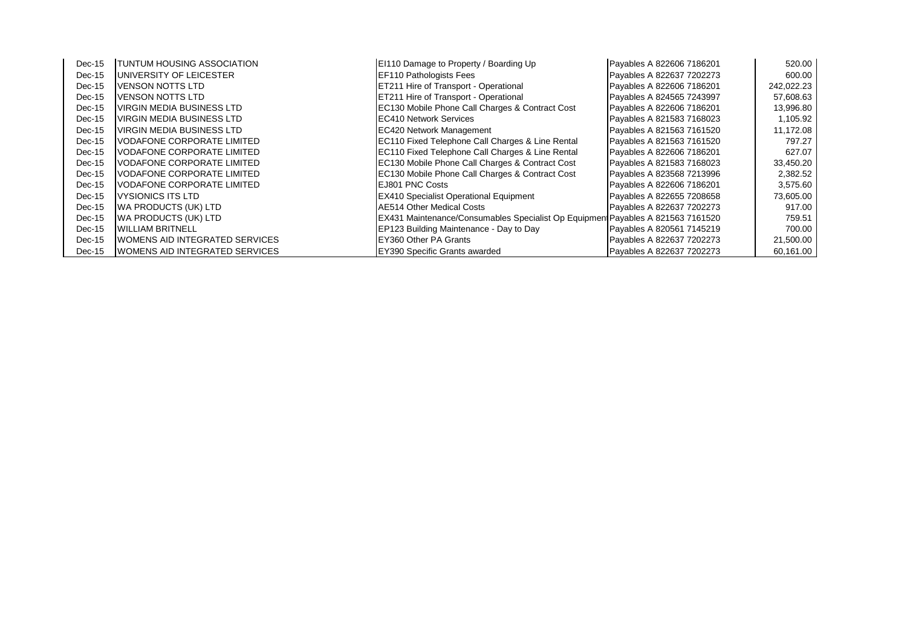| | | | | |
|---|---|---|---|---|
| Dec-15 | TUNTUM HOUSING ASSOCIATION | EI110 Damage to Property / Boarding Up | Payables A 822606 7186201 | 520.00 |
| Dec-15 | UNIVERSITY OF LEICESTER | EF110 Pathologists Fees | Payables A 822637 7202273 | 600.00 |
| Dec-15 | VENSON NOTTS LTD | ET211 Hire of Transport - Operational | Payables A 822606 7186201 | 242,022.23 |
| Dec-15 | VENSON NOTTS LTD | ET211 Hire of Transport - Operational | Payables A 824565 7243997 | 57,608.63 |
| Dec-15 | VIRGIN MEDIA BUSINESS LTD | EC130 Mobile Phone Call Charges & Contract Cost | Payables A 822606 7186201 | 13,996.80 |
| Dec-15 | VIRGIN MEDIA BUSINESS LTD | EC410 Network Services | Payables A 821583 7168023 | 1,105.92 |
| Dec-15 | VIRGIN MEDIA BUSINESS LTD | EC420 Network Management | Payables A 821563 7161520 | 11,172.08 |
| Dec-15 | VODAFONE CORPORATE LIMITED | EC110 Fixed Telephone Call Charges & Line Rental | Payables A 821563 7161520 | 797.27 |
| Dec-15 | VODAFONE CORPORATE LIMITED | EC110 Fixed Telephone Call Charges & Line Rental | Payables A 822606 7186201 | 627.07 |
| Dec-15 | VODAFONE CORPORATE LIMITED | EC130 Mobile Phone Call Charges & Contract Cost | Payables A 821583 7168023 | 33,450.20 |
| Dec-15 | VODAFONE CORPORATE LIMITED | EC130 Mobile Phone Call Charges & Contract Cost | Payables A 823568 7213996 | 2,382.52 |
| Dec-15 | VODAFONE CORPORATE LIMITED | EJ801 PNC Costs | Payables A 822606 7186201 | 3,575.60 |
| Dec-15 | VYSIONICS ITS LTD | EX410 Specialist Operational Equipment | Payables A 822655 7208658 | 73,605.00 |
| Dec-15 | WA PRODUCTS (UK) LTD | AE514 Other Medical Costs | Payables A 822637 7202273 | 917.00 |
| Dec-15 | WA PRODUCTS (UK) LTD | EX431 Maintenance/Consumables Specialist Op Equipment | Payables A 821563 7161520 | 759.51 |
| Dec-15 | WILLIAM BRITNELL | EP123 Building Maintenance - Day to Day | Payables A 820561 7145219 | 700.00 |
| Dec-15 | WOMENS AID INTEGRATED SERVICES | EY360 Other PA Grants | Payables A 822637 7202273 | 21,500.00 |
| Dec-15 | WOMENS AID INTEGRATED SERVICES | EY390 Specific Grants awarded | Payables A 822637 7202273 | 60,161.00 |